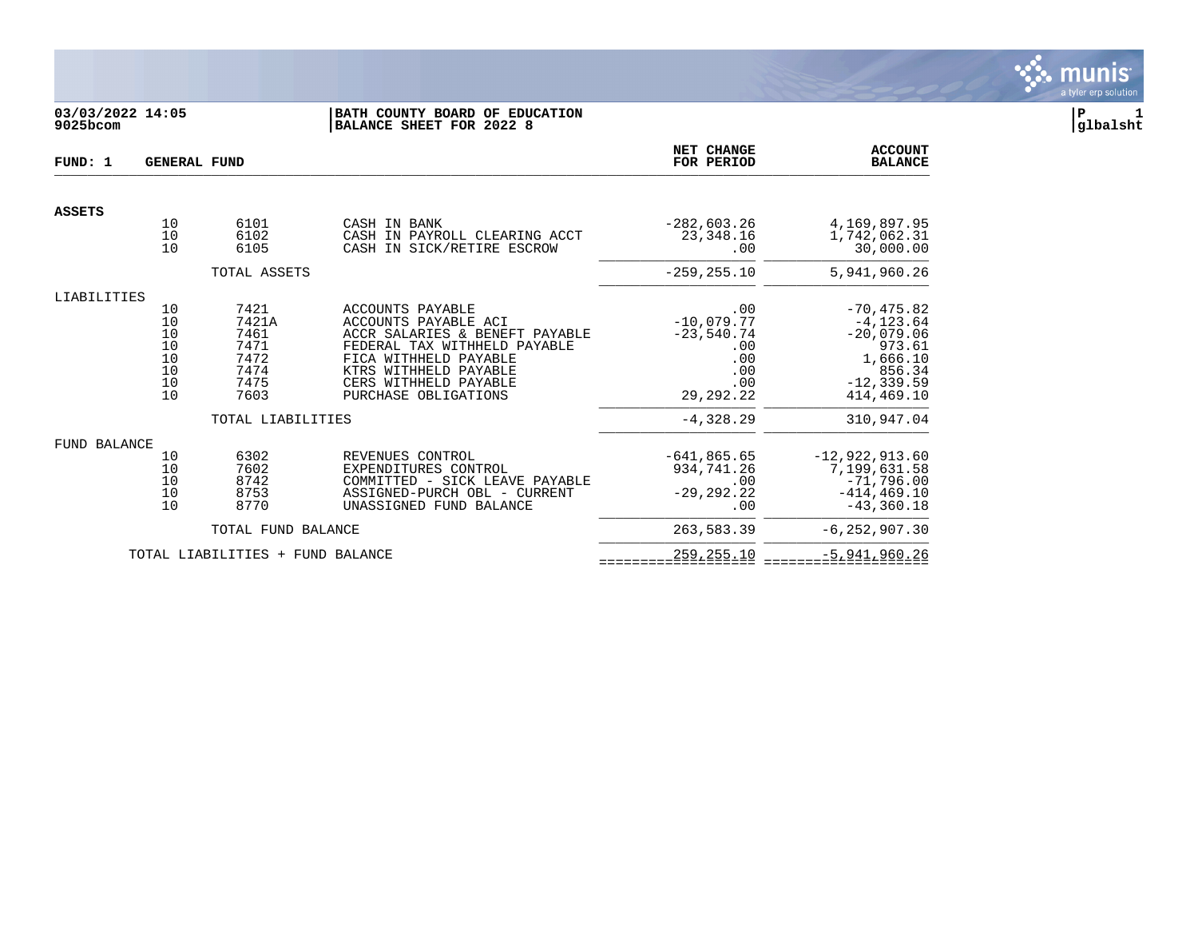**03/03/2022 14:05**
**9025bcom**

**BATH COUNTY BOARD OF EDUCATION**
**BALANCE SHEET FOR 2022 8**

**P 1**
**glbalsht**

| FUND: 1 GENERAL FUND | | | | NET CHANGE FOR PERIOD | ACCOUNT BALANCE |
|---|---|---|---|---|---|
| **ASSETS** | | | | | |
| | 10 | 6101 | CASH IN BANK | -282,603.26 | 4,169,897.95 |
| | 10 | 6102 | CASH IN PAYROLL CLEARING ACCT | 23,348.16 | 1,742,062.31 |
| | 10 | 6105 | CASH IN SICK/RETIRE ESCROW | .00 | 30,000.00 |
| | | TOTAL ASSETS | | -259,255.10 | 5,941,960.26 |
| LIABILITIES | | | | | |
| | 10 | 7421 | ACCOUNTS PAYABLE | .00 | -70,475.82 |
| | 10 | 7421A | ACCOUNTS PAYABLE ACI | -10,079.77 | -4,123.64 |
| | 10 | 7461 | ACCR SALARIES & BENEFT PAYABLE | -23,540.74 | -20,079.06 |
| | 10 | 7471 | FEDERAL TAX WITHHELD PAYABLE | .00 | 973.61 |
| | 10 | 7472 | FICA WITHHELD PAYABLE | .00 | 1,666.10 |
| | 10 | 7474 | KTRS WITHHELD PAYABLE | .00 | 856.34 |
| | 10 | 7475 | CERS WITHHELD PAYABLE | .00 | -12,339.59 |
| | 10 | 7603 | PURCHASE OBLIGATIONS | 29,292.22 | 414,469.10 |
| | | TOTAL LIABILITIES | | -4,328.29 | 310,947.04 |
| FUND BALANCE | | | | | |
| | 10 | 6302 | REVENUES CONTROL | -641,865.65 | -12,922,913.60 |
| | 10 | 7602 | EXPENDITURES CONTROL | 934,741.26 | 7,199,631.58 |
| | 10 | 8742 | COMMITTED - SICK LEAVE PAYABLE | .00 | -71,796.00 |
| | 10 | 8753 | ASSIGNED-PURCH OBL - CURRENT | -29,292.22 | -414,469.10 |
| | 10 | 8770 | UNASSIGNED FUND BALANCE | .00 | -43,360.18 |
| | | TOTAL FUND BALANCE | | 263,583.39 | -6,252,907.30 |
| | TOTAL LIABILITIES + FUND BALANCE | | | 259,255.10 | -5,941,960.26 |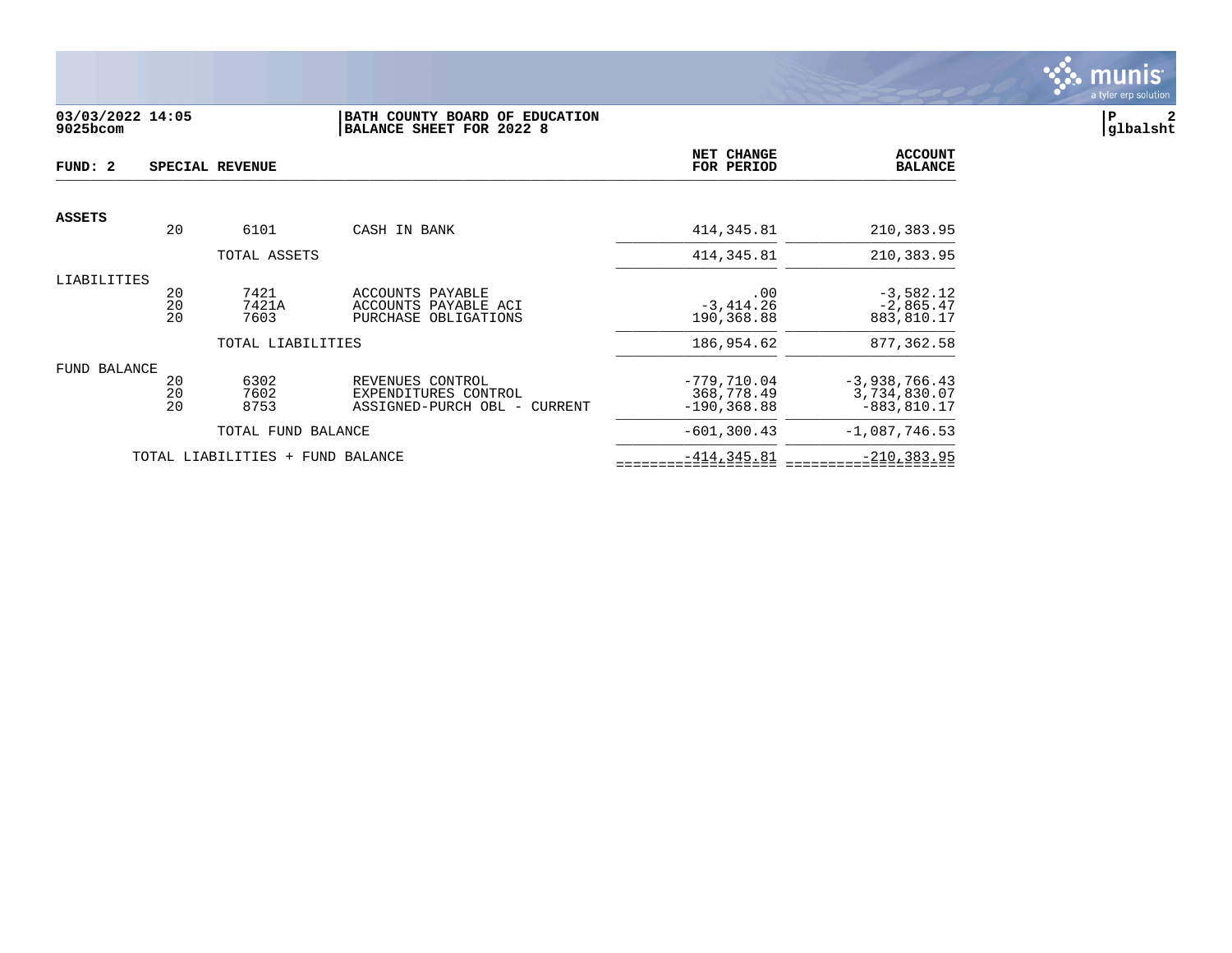03/03/2022 14:05
9025bcom

**BATH COUNTY BOARD OF EDUCATION**
**BALANCE SHEET FOR 2022 8**

glbalsht

| FUND: 2 | SPECIAL REVENUE | | | NET CHANGE FOR PERIOD | ACCOUNT BALANCE |
|---|---|---|---|---|---|
| **ASSETS** | | | | | |
| | 20 | 6101 | CASH IN BANK | 414,345.81 | 210,383.95 |
| | | TOTAL ASSETS | | 414,345.81 | 210,383.95 |
| LIABILITIES | | | | | |
| | 20 | 7421 | ACCOUNTS PAYABLE | .00 | -3,582.12 |
| | 20 | 7421A | ACCOUNTS PAYABLE ACI | -3,414.26 | -2,865.47 |
| | 20 | 7603 | PURCHASE OBLIGATIONS | 190,368.88 | 883,810.17 |
| | | TOTAL LIABILITIES | | 186,954.62 | 877,362.58 |
| FUND BALANCE | | | | | |
| | 20 | 6302 | REVENUES CONTROL | -779,710.04 | -3,938,766.43 |
| | 20 | 7602 | EXPENDITURES CONTROL | 368,778.49 | 3,734,830.07 |
| | 20 | 8753 | ASSIGNED-PURCH OBL - CURRENT | -190,368.88 | -883,810.17 |
| | | TOTAL FUND BALANCE | | -601,300.43 | -1,087,746.53 |
| | TOTAL LIABILITIES + FUND BALANCE | | | -414,345.81 | -210,383.95 |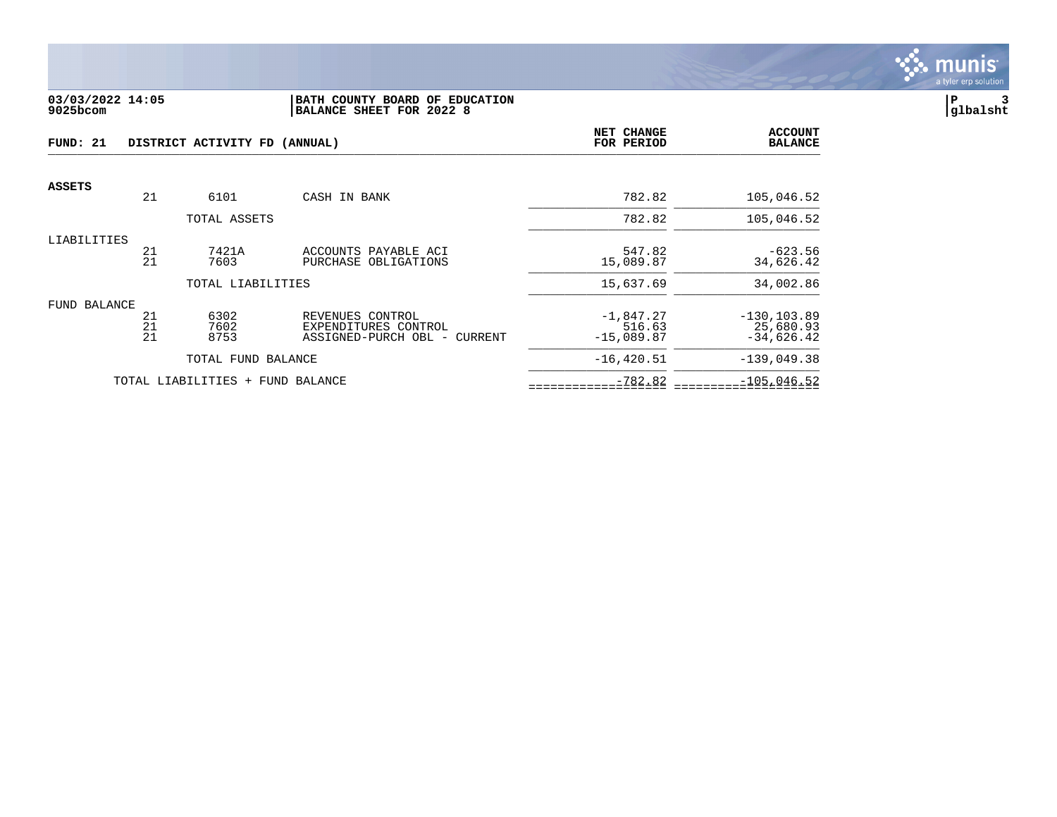**03/03/2022 14:05**
**9025bcom**

**BATH COUNTY BOARD OF EDUCATION**
**BALANCE SHEET FOR 2022 8**

**P 3**
**glbalsht**

| **FUND: 21** | **DISTRICT ACTIVITY FD (ANNUAL)** | | | **NET CHANGE FOR PERIOD** | **ACCOUNT BALANCE** |
|---|---|---|---|---|---|
| **ASSETS** | | | | | |
| | 21 | 6101 | CASH IN BANK | 782.82 | 105,046.52 |
| | | TOTAL ASSETS | | 782.82 | 105,046.52 |
| LIABILITIES | | | | | |
| | 21 | 7421A | ACCOUNTS PAYABLE ACI | 547.82 | -623.56 |
| | 21 | 7603 | PURCHASE OBLIGATIONS | 15,089.87 | 34,626.42 |
| | | TOTAL LIABILITIES | | 15,637.69 | 34,002.86 |
| FUND BALANCE | | | | | |
| | 21 | 6302 | REVENUES CONTROL | -1,847.27 | -130,103.89 |
| | 21 | 7602 | EXPENDITURES CONTROL | 516.63 | 25,680.93 |
| | 21 | 8753 | ASSIGNED-PURCH OBL - CURRENT | -15,089.87 | -34,626.42 |
| | | TOTAL FUND BALANCE | | -16,420.51 | -139,049.38 |
| | TOTAL LIABILITIES + FUND BALANCE | | | -782.82 | -105,046.52 |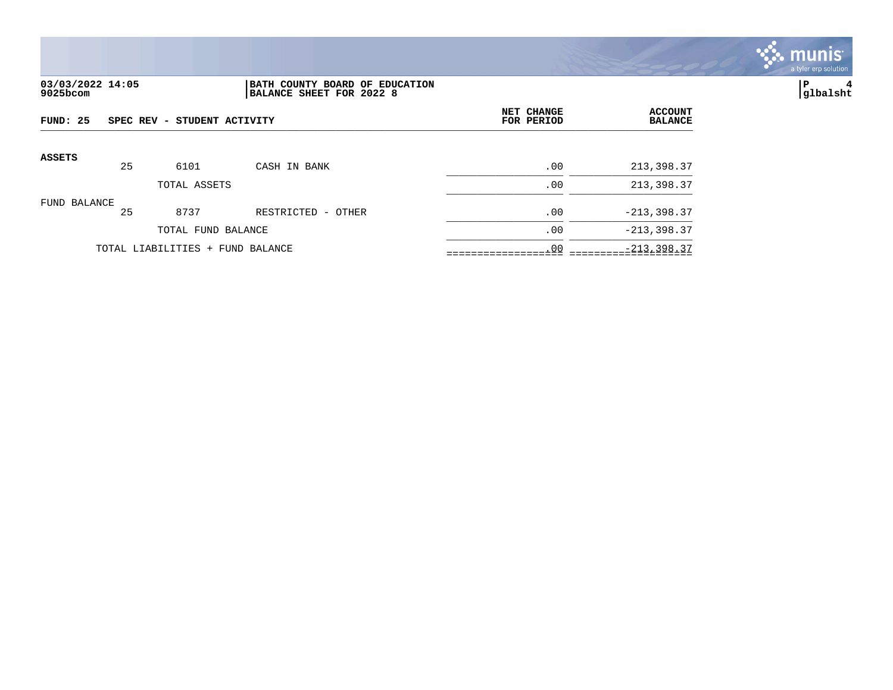03/03/2022 14:05
9025bcom

**BATH COUNTY BOARD OF EDUCATION**
**BALANCE SHEET FOR 2022 8**

P 4
glbalsht

**FUND: 25 SPEC REV - STUDENT ACTIVITY**

| | | | | NET CHANGE FOR PERIOD | ACCOUNT BALANCE |
|---|---|---|---|---|---|
| **ASSETS** | | | | | |
| | 25 | 6101 | CASH IN BANK | .00 | 213,398.37 |
| | | TOTAL ASSETS | | .00 | 213,398.37 |
| FUND BALANCE | | | | | |
| | 25 | 8737 | RESTRICTED - OTHER | .00 | -213,398.37 |
| | | TOTAL FUND BALANCE | | .00 | -213,398.37 |
| | TOTAL LIABILITIES + FUND BALANCE | | | .00 | -213,398.37 |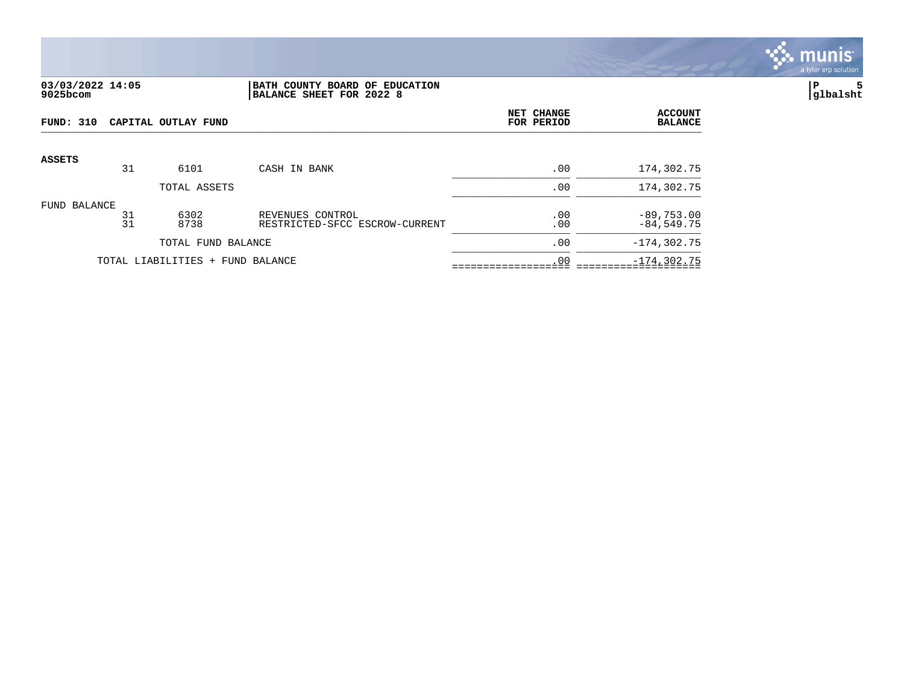**03/03/2022 14:05**
**9025bcom**

**BATH COUNTY BOARD OF EDUCATION**
**BALANCE SHEET FOR 2022 8**

| FUND: 310 CAPITAL OUTLAY FUND | | | | NET CHANGE FOR PERIOD | ACCOUNT BALANCE |
|---|---|---|---|---|---|
| **ASSETS** | | | | | |
| | 31 | 6101 | CASH IN BANK | .00 | 174,302.75 |
| | | TOTAL ASSETS | | .00 | 174,302.75 |
| FUND BALANCE | | | | | |
| | 31 | 6302 | REVENUES CONTROL | .00 | -89,753.00 |
| | 31 | 8738 | RESTRICTED-SFCC ESCROW-CURRENT | .00 | -84,549.75 |
| | | TOTAL FUND BALANCE | | .00 | -174,302.75 |
| | TOTAL LIABILITIES + FUND BALANCE | | | .00 | -174,302.75 |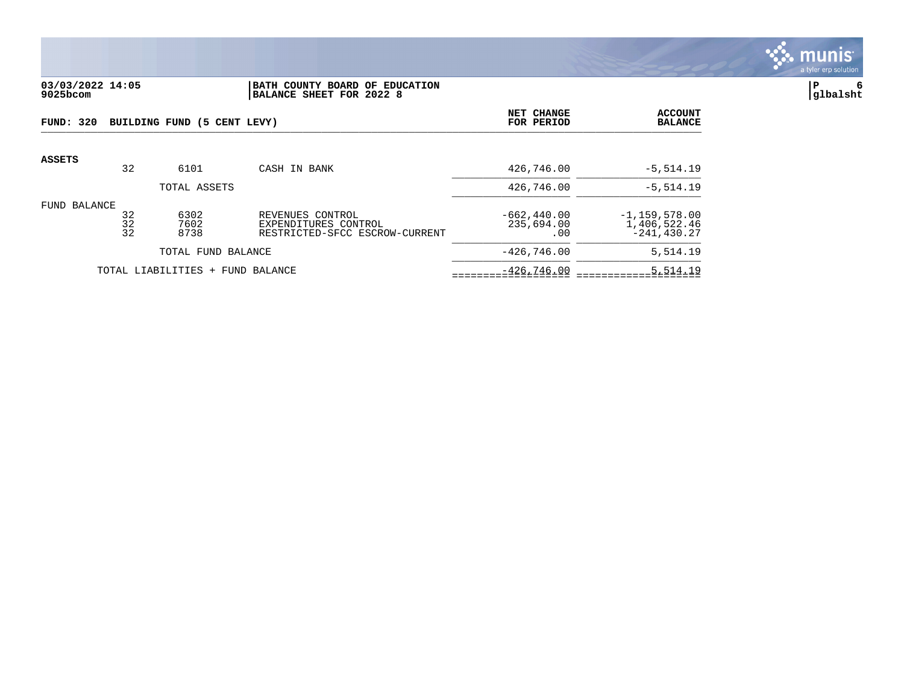03/03/2022 14:05 | BATH COUNTY BOARD OF EDUCATION
9025bcom | BALANCE SHEET FOR 2022 8

glbalsht

| FUND: 320 BUILDING FUND (5 CENT LEVY) | | | | NET CHANGE FOR PERIOD | ACCOUNT BALANCE |
|---|---|---|---|---|---|
| **ASSETS** | | | | | |
| | 32 | 6101 | CASH IN BANK | 426,746.00 | -5,514.19 |
| | | TOTAL ASSETS | | 426,746.00 | -5,514.19 |
| FUND BALANCE | | | | | |
| | 32 | 6302 | REVENUES CONTROL | -662,440.00 | -1,159,578.00 |
| | 32 | 7602 | EXPENDITURES CONTROL | 235,694.00 | 1,406,522.46 |
| | 32 | 8738 | RESTRICTED-SFCC ESCROW-CURRENT | .00 | -241,430.27 |
| | | TOTAL FUND BALANCE | | -426,746.00 | 5,514.19 |
| | TOTAL LIABILITIES + FUND BALANCE | | | -426,746.00 | 5,514.19 |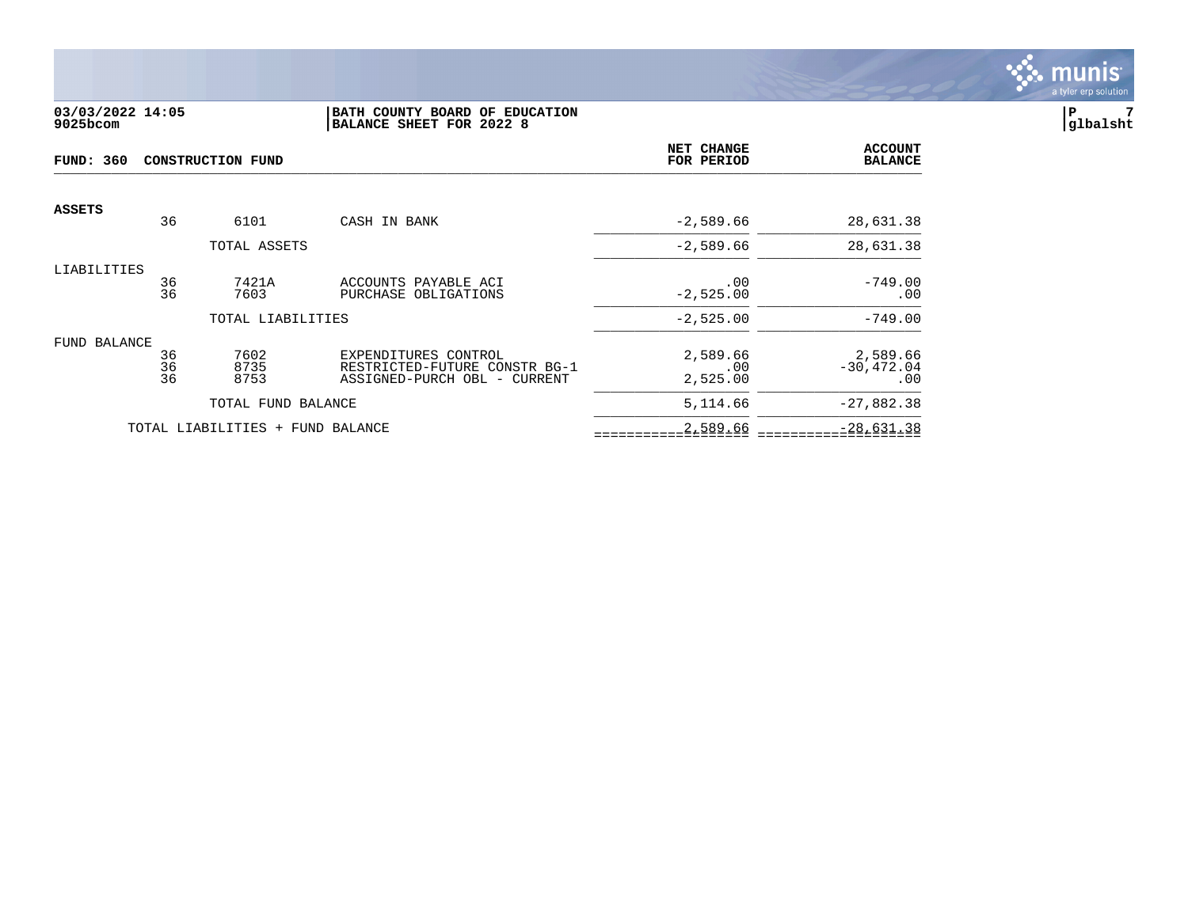03/03/2022 14:05
9025bcom

**BATH COUNTY BOARD OF EDUCATION**
**BALANCE SHEET FOR 2022 8**

P 7
glbalsht

**FUND: 360 CONSTRUCTION FUND**

| | | | | NET CHANGE FOR PERIOD | ACCOUNT BALANCE |
|---|---|---|---|---|---|
| **ASSETS** | | | | | |
| | 36 | 6101 | CASH IN BANK | -2,589.66 | 28,631.38 |
| | | TOTAL ASSETS | | -2,589.66 | 28,631.38 |
| LIABILITIES | | | | | |
| | 36 | 7421A | ACCOUNTS PAYABLE ACI | .00 | -749.00 |
| | 36 | 7603 | PURCHASE OBLIGATIONS | -2,525.00 | .00 |
| | | TOTAL LIABILITIES | | -2,525.00 | -749.00 |
| FUND BALANCE | | | | | |
| | 36 | 7602 | EXPENDITURES CONTROL | 2,589.66 | 2,589.66 |
| | 36 | 8735 | RESTRICTED-FUTURE CONSTR BG-1 | .00 | -30,472.04 |
| | 36 | 8753 | ASSIGNED-PURCH OBL - CURRENT | 2,525.00 | .00 |
| | | TOTAL FUND BALANCE | | 5,114.66 | -27,882.38 |
| | TOTAL LIABILITIES + FUND BALANCE | | | 2,589.66 | -28,631.38 |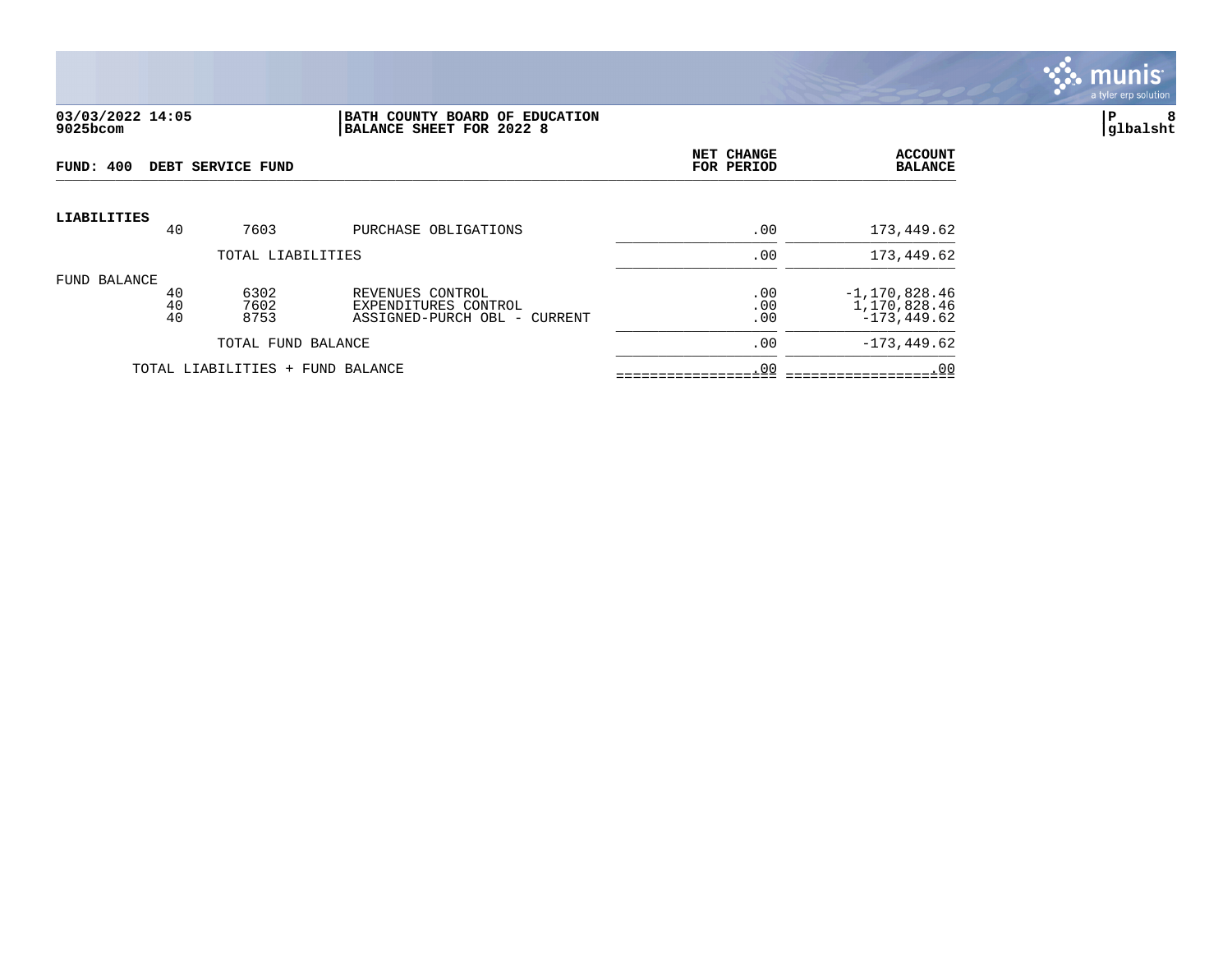03/03/2022 14:05
9025bcom

**BATH COUNTY BOARD OF EDUCATION**
**BALANCE SHEET FOR 2022 8**

P 8
glbalsht

**FUND: 400 DEBT SERVICE FUND**

| | | | | NET CHANGE FOR PERIOD | ACCOUNT BALANCE |
|---|---|---|---|---|---|
| **LIABILITIES** | | | | | |
| | 40 | 7603 | PURCHASE OBLIGATIONS | .00 | 173,449.62 |
| | | TOTAL LIABILITIES | | .00 | 173,449.62 |
| FUND BALANCE | | | | | |
| | 40 | 6302 | REVENUES CONTROL | .00 | -1,170,828.46 |
| | 40 | 7602 | EXPENDITURES CONTROL | .00 | 1,170,828.46 |
| | 40 | 8753 | ASSIGNED-PURCH OBL - CURRENT | .00 | -173,449.62 |
| | | TOTAL FUND BALANCE | | .00 | -173,449.62 |
| | TOTAL LIABILITIES + FUND BALANCE | | | .00 | .00 |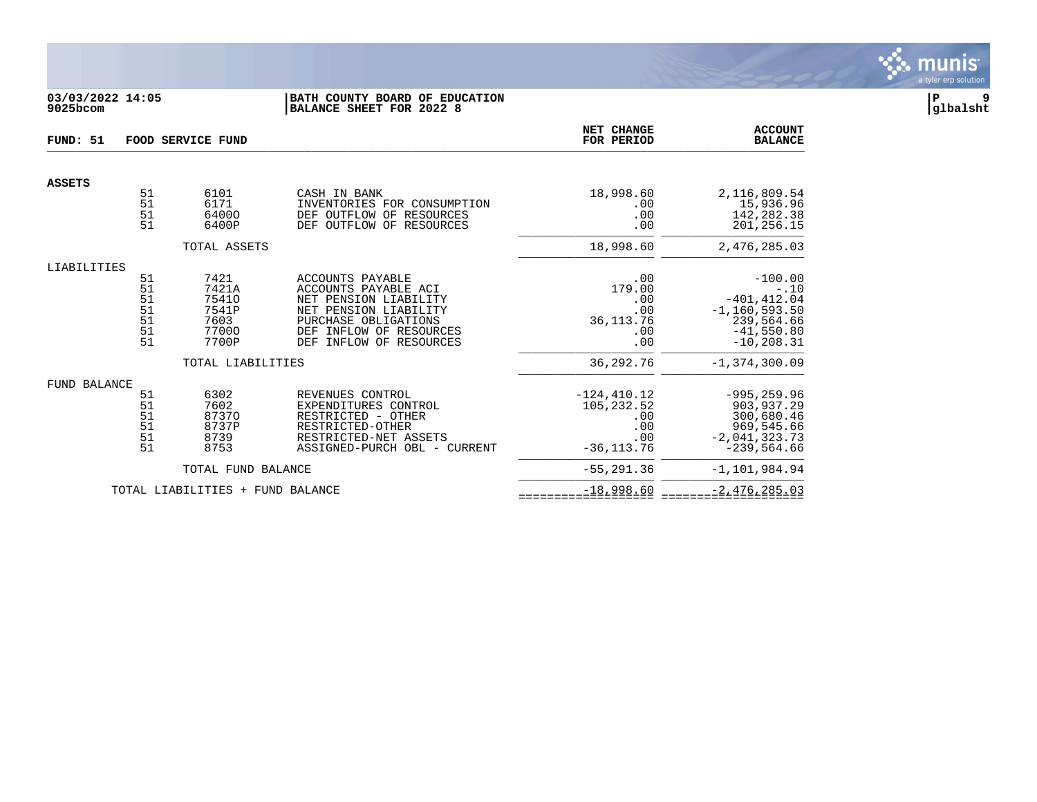**03/03/2022 14:05**
**9025bcom**

**BATH COUNTY BOARD OF EDUCATION**
**BALANCE SHEET FOR 2022 8**

**glbalsht**

**FUND: 51 FOOD SERVICE FUND**

| | | | | NET CHANGE FOR PERIOD | ACCOUNT BALANCE |
|---|---|---|---|---|---|
| **ASSETS** | | | | | |
| | 51 | 6101 | CASH IN BANK | 18,998.60 | 2,116,809.54 |
| | 51 | 6171 | INVENTORIES FOR CONSUMPTION | .00 | 15,936.96 |
| | 51 | 6400O | DEF OUTFLOW OF RESOURCES | .00 | 142,282.38 |
| | 51 | 6400P | DEF OUTFLOW OF RESOURCES | .00 | 201,256.15 |
| | | TOTAL ASSETS | | 18,998.60 | 2,476,285.03 |
| LIABILITIES | | | | | |
| | 51 | 7421 | ACCOUNTS PAYABLE | .00 | -100.00 |
| | 51 | 7421A | ACCOUNTS PAYABLE ACI | 179.00 | -.10 |
| | 51 | 7541O | NET PENSION LIABILITY | .00 | -401,412.04 |
| | 51 | 7541P | NET PENSION LIABILITY | .00 | -1,160,593.50 |
| | 51 | 7603 | PURCHASE OBLIGATIONS | 36,113.76 | 239,564.66 |
| | 51 | 7700O | DEF INFLOW OF RESOURCES | .00 | -41,550.80 |
| | 51 | 7700P | DEF INFLOW OF RESOURCES | .00 | -10,208.31 |
| | | TOTAL LIABILITIES | | 36,292.76 | -1,374,300.09 |
| FUND BALANCE | | | | | |
| | 51 | 6302 | REVENUES CONTROL | -124,410.12 | -995,259.96 |
| | 51 | 7602 | EXPENDITURES CONTROL | 105,232.52 | 903,937.29 |
| | 51 | 8737O | RESTRICTED - OTHER | .00 | 300,680.46 |
| | 51 | 8737P | RESTRICTED-OTHER | .00 | 969,545.66 |
| | 51 | 8739 | RESTRICTED-NET ASSETS | .00 | -2,041,323.73 |
| | 51 | 8753 | ASSIGNED-PURCH OBL - CURRENT | -36,113.76 | -239,564.66 |
| | | TOTAL FUND BALANCE | | -55,291.36 | -1,101,984.94 |
| | TOTAL LIABILITIES + FUND BALANCE | | | -18,998.60 | -2,476,285.03 |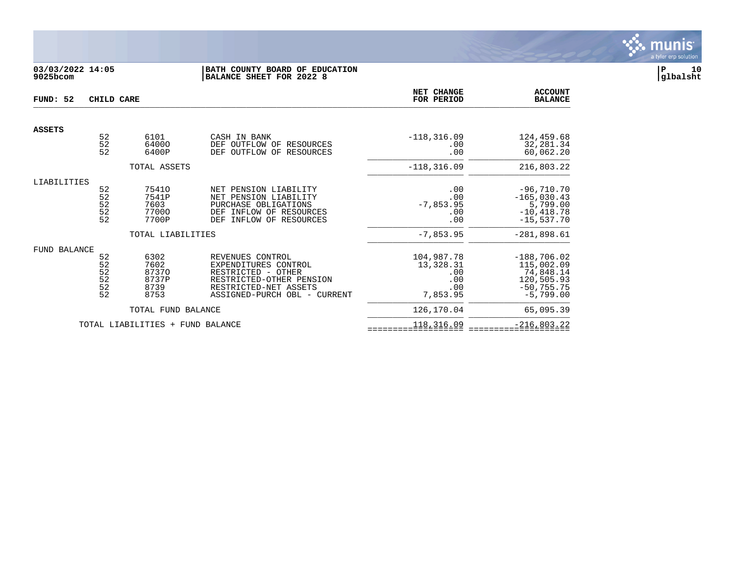**03/03/2022 14:05** 
**9025bcom**

**BATH COUNTY BOARD OF EDUCATION**
**BALANCE SHEET FOR 2022 8**

**P 10**
**glbalsht**

| FUND: 52 CHILD CARE | | | | NET CHANGE FOR PERIOD | ACCOUNT BALANCE |
|---|---|---|---|---|---|
| **ASSETS** | | | | | |
| | 52 | 6101 | CASH IN BANK | -118,316.09 | 124,459.68 |
| | 52 | 6400O | DEF OUTFLOW OF RESOURCES | .00 | 32,281.34 |
| | 52 | 6400P | DEF OUTFLOW OF RESOURCES | .00 | 60,062.20 |
| | | TOTAL ASSETS | | -118,316.09 | 216,803.22 |
| LIABILITIES | | | | | |
| | 52 | 7541O | NET PENSION LIABILITY | .00 | -96,710.70 |
| | 52 | 7541P | NET PENSION LIABILITY | .00 | -165,030.43 |
| | 52 | 7603 | PURCHASE OBLIGATIONS | -7,853.95 | 5,799.00 |
| | 52 | 7700O | DEF INFLOW OF RESOURCES | .00 | -10,418.78 |
| | 52 | 7700P | DEF INFLOW OF RESOURCES | .00 | -15,537.70 |
| | | TOTAL LIABILITIES | | -7,853.95 | -281,898.61 |
| FUND BALANCE | | | | | |
| | 52 | 6302 | REVENUES CONTROL | 104,987.78 | -188,706.02 |
| | 52 | 7602 | EXPENDITURES CONTROL | 13,328.31 | 115,002.09 |
| | 52 | 8737O | RESTRICTED - OTHER | .00 | 74,848.14 |
| | 52 | 8737P | RESTRICTED-OTHER PENSION | .00 | 120,505.93 |
| | 52 | 8739 | RESTRICTED-NET ASSETS | .00 | -50,755.75 |
| | 52 | 8753 | ASSIGNED-PURCH OBL - CURRENT | 7,853.95 | -5,799.00 |
| | | TOTAL FUND BALANCE | | 126,170.04 | 65,095.39 |
| | TOTAL LIABILITIES + FUND BALANCE | | | 118,316.09 | -216,803.22 |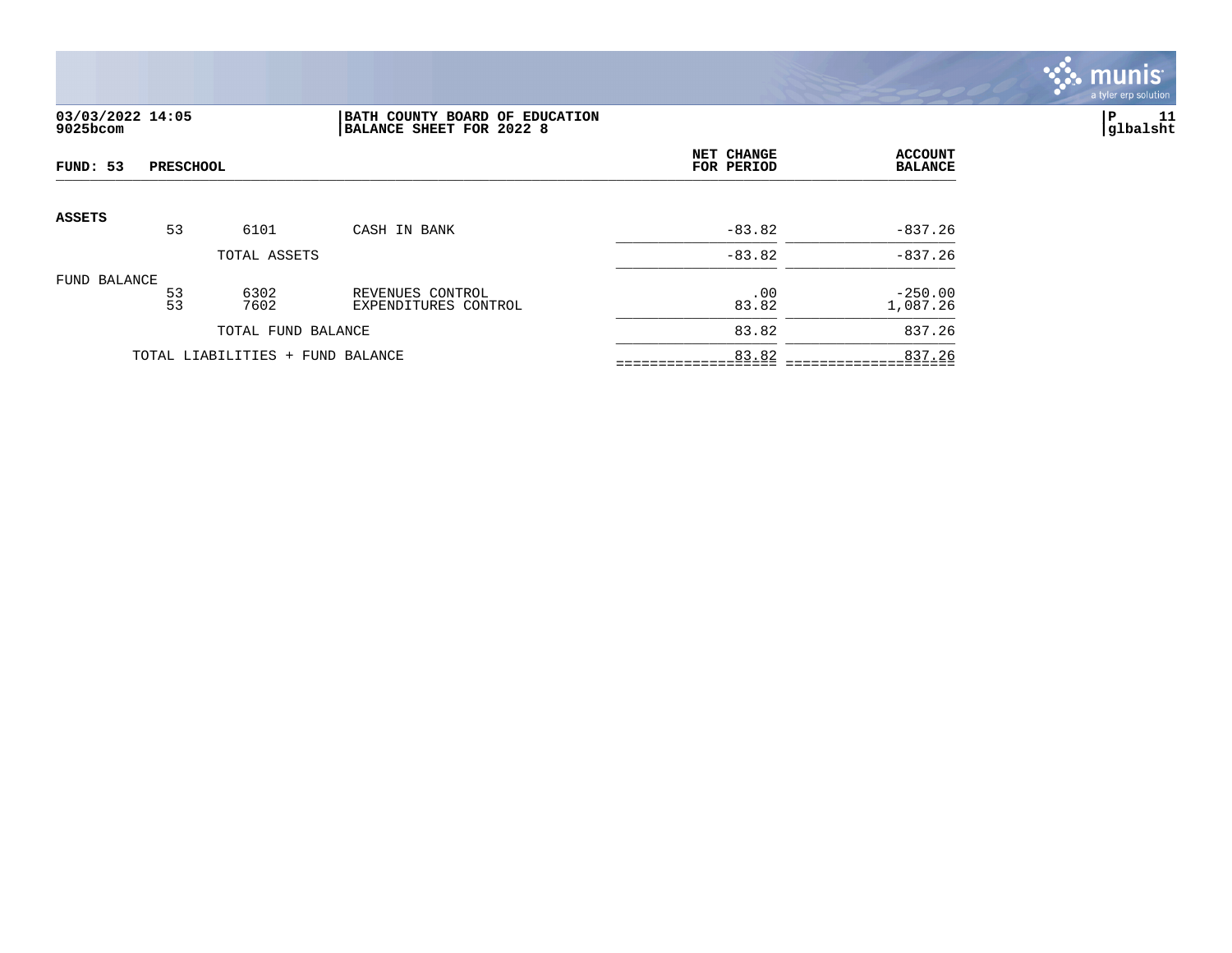**03/03/2022 14:05**
**9025bcom**

**BATH COUNTY BOARD OF EDUCATION**
**BALANCE SHEET FOR 2022 8**

**P 11**
**glbalsht**

| FUND: 53 | PRESCHOOL | | | NET CHANGE FOR PERIOD | ACCOUNT BALANCE |
|---|---|---|---|---|---|
| **ASSETS** | | | | | |
| | 53 | 6101 | CASH IN BANK | -83.82 | -837.26 |
| | | TOTAL ASSETS | | -83.82 | -837.26 |
| FUND BALANCE | | | | | |
| | 53 | 6302 | REVENUES CONTROL | .00 | -250.00 |
| | 53 | 7602 | EXPENDITURES CONTROL | 83.82 | 1,087.26 |
| | | TOTAL FUND BALANCE | | 83.82 | 837.26 |
| | TOTAL LIABILITIES + FUND BALANCE | | | 83.82 | 837.26 |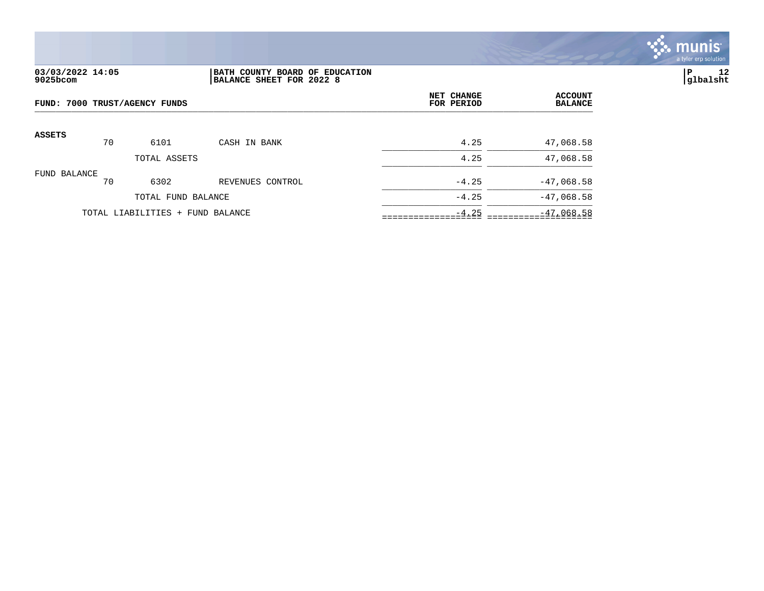**03/03/2022 14:05** | **BATH COUNTY BOARD OF EDUCATION**
**9025bcom** | **BALANCE SHEET FOR 2022 8**

**glbalsht**

**FUND: 7000 TRUST/AGENCY FUNDS**

| | | | | NET CHANGE FOR PERIOD | ACCOUNT BALANCE |
|---|---|---|---|---|---|
| **ASSETS** | | | | | |
| | 70 | 6101 | CASH IN BANK | 4.25 | 47,068.58 |
| | | TOTAL ASSETS | | 4.25 | 47,068.58 |
| FUND BALANCE | | | | | |
| | 70 | 6302 | REVENUES CONTROL | -4.25 | -47,068.58 |
| | | TOTAL FUND BALANCE | | -4.25 | -47,068.58 |
| | TOTAL LIABILITIES + FUND BALANCE | | | -4.25 | -47,068.58 |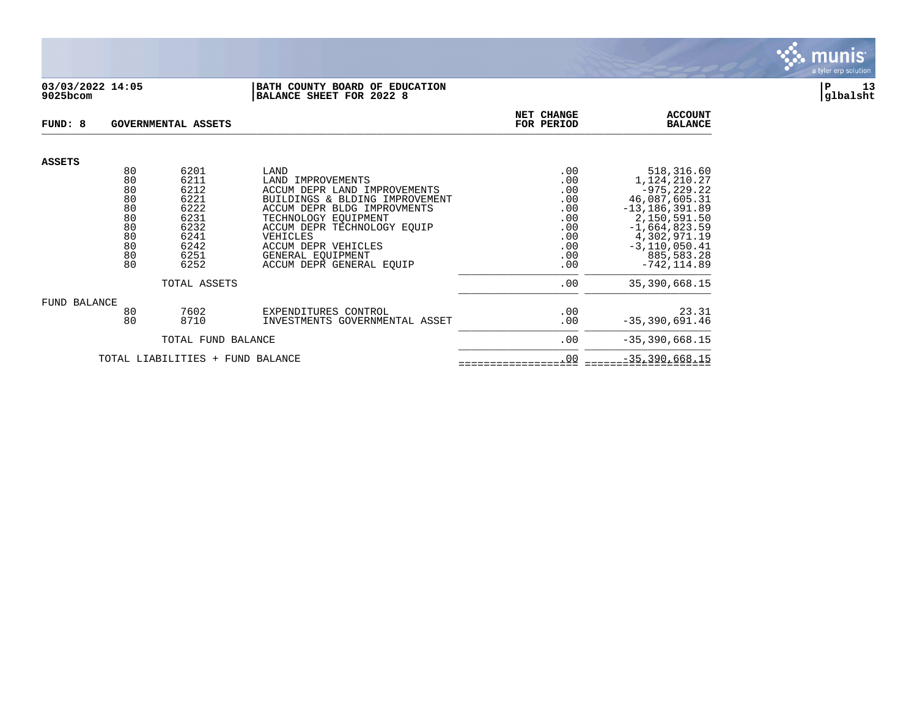**03/03/2022 14:05**
**9025bcom**

**BATH COUNTY BOARD OF EDUCATION**
**BALANCE SHEET FOR 2022 8**

**FUND: 8 GOVERNMENTAL ASSETS**

| | | | | NET CHANGE FOR PERIOD | ACCOUNT BALANCE |
|---|---|---|---|---|---|
| **ASSETS** | | | | | |
| | 80 | 6201 | LAND | .00 | 518,316.60 |
| | 80 | 6211 | LAND IMPROVEMENTS | .00 | 1,124,210.27 |
| | 80 | 6212 | ACCUM DEPR LAND IMPROVEMENTS | .00 | -975,229.22 |
| | 80 | 6221 | BUILDINGS & BLDING IMPROVEMENT | .00 | 46,087,605.31 |
| | 80 | 6222 | ACCUM DEPR BLDG IMPROVMENTS | .00 | -13,186,391.89 |
| | 80 | 6231 | TECHNOLOGY EQUIPMENT | .00 | 2,150,591.50 |
| | 80 | 6232 | ACCUM DEPR TECHNOLOGY EQUIP | .00 | -1,664,823.59 |
| | 80 | 6241 | VEHICLES | .00 | 4,302,971.19 |
| | 80 | 6242 | ACCUM DEPR VEHICLES | .00 | -3,110,050.41 |
| | 80 | 6251 | GENERAL EQUIPMENT | .00 | 885,583.28 |
| | 80 | 6252 | ACCUM DEPR GENERAL EQUIP | .00 | -742,114.89 |
| | | TOTAL ASSETS | | .00 | 35,390,668.15 |
| FUND BALANCE | | | | | |
| | 80 | 7602 | EXPENDITURES CONTROL | .00 | 23.31 |
| | 80 | 8710 | INVESTMENTS GOVERNMENTAL ASSET | .00 | -35,390,691.46 |
| | | TOTAL FUND BALANCE | | .00 | -35,390,668.15 |
| | TOTAL LIABILITIES + FUND BALANCE | | | .00 | -35,390,668.15 |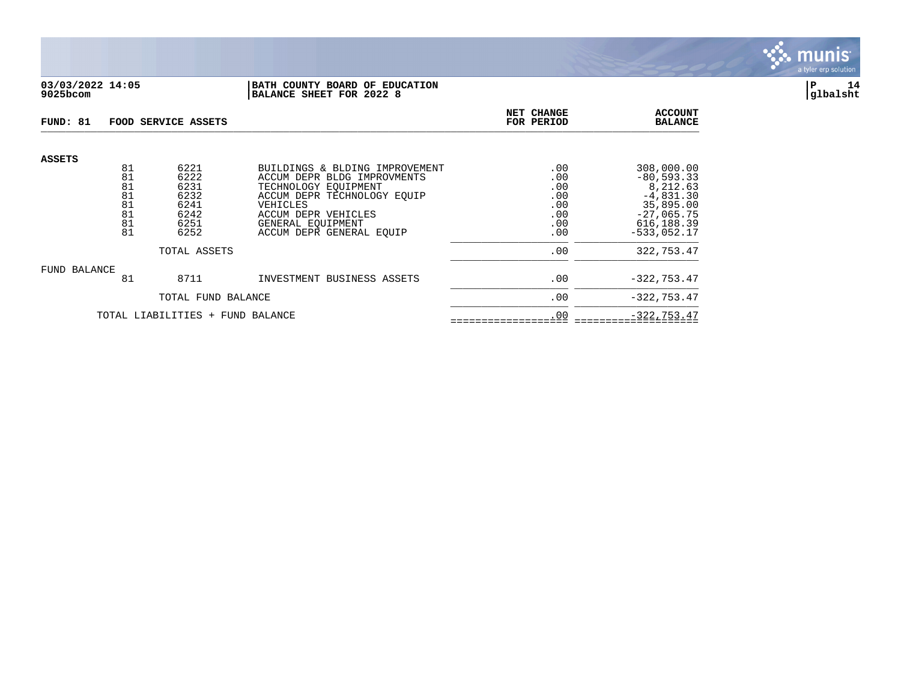**03/03/2022 14:05**
**9025bcom**

**BATH COUNTY BOARD OF EDUCATION**
**BALANCE SHEET FOR 2022 8**

**P 14**
**glbalsht**

**FUND: 81 FOOD SERVICE ASSETS**

| | Fund | Account | Description | NET CHANGE FOR PERIOD | ACCOUNT BALANCE |
|---|---|---|---|---|---|
| **ASSETS** | | | | | |
| | 81 | 6221 | BUILDINGS & BLDING IMPROVEMENT | .00 | 308,000.00 |
| | 81 | 6222 | ACCUM DEPR BLDG IMPROVMENTS | .00 | -80,593.33 |
| | 81 | 6231 | TECHNOLOGY EQUIPMENT | .00 | 8,212.63 |
| | 81 | 6232 | ACCUM DEPR TECHNOLOGY EQUIP | .00 | -4,831.30 |
| | 81 | 6241 | VEHICLES | .00 | 35,895.00 |
| | 81 | 6242 | ACCUM DEPR VEHICLES | .00 | -27,065.75 |
| | 81 | 6251 | GENERAL EQUIPMENT | .00 | 616,188.39 |
| | 81 | 6252 | ACCUM DEPR GENERAL EQUIP | .00 | -533,052.17 |
| | | TOTAL ASSETS | | .00 | 322,753.47 |
| FUND BALANCE | | | | | |
| | 81 | 8711 | INVESTMENT BUSINESS ASSETS | .00 | -322,753.47 |
| | | TOTAL FUND BALANCE | | .00 | -322,753.47 |
| | TOTAL LIABILITIES + FUND BALANCE | | | .00 | -322,753.47 |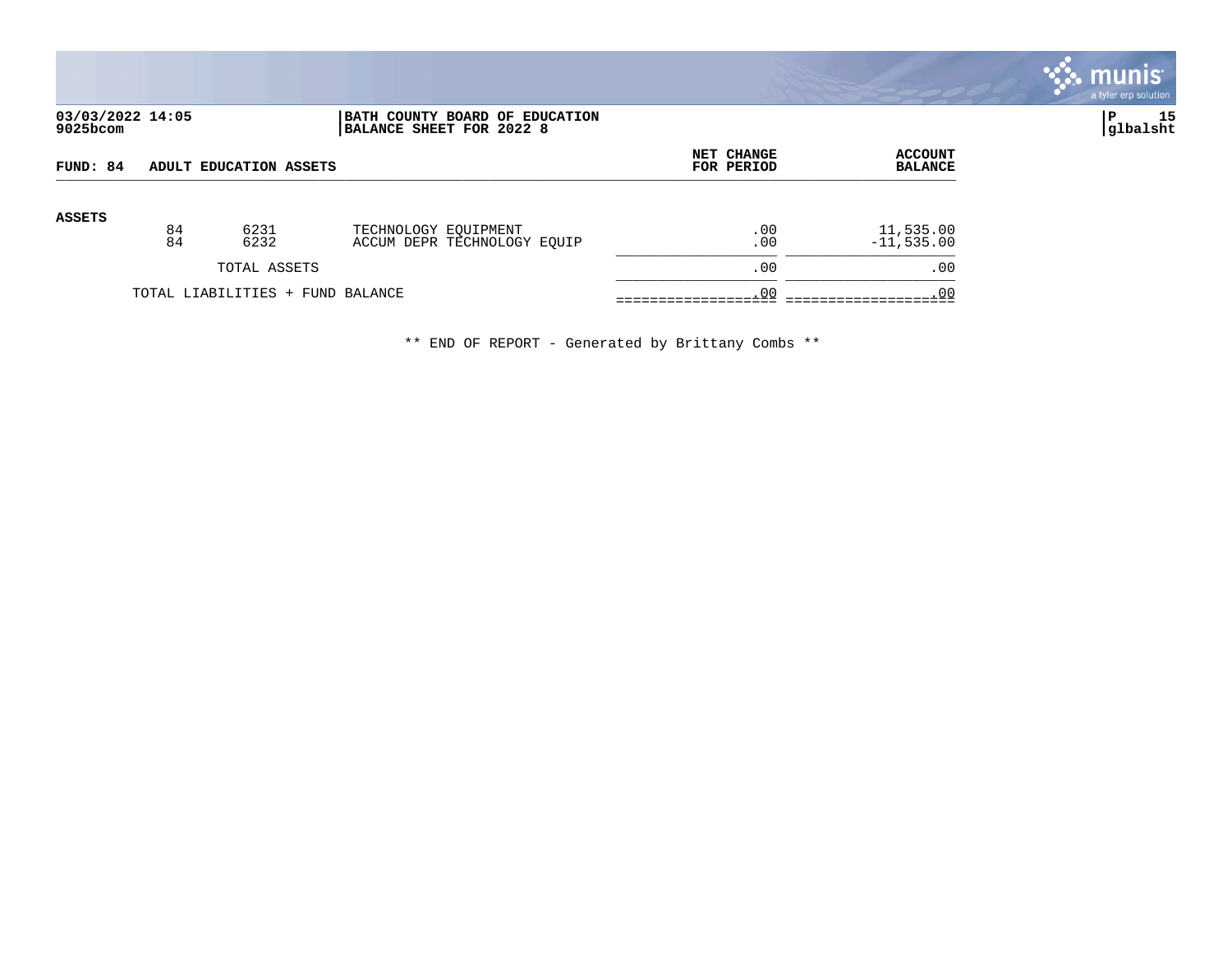03/03/2022 14:05
9025bcom

**BATH COUNTY BOARD OF EDUCATION**
**BALANCE SHEET FOR 2022 8**

P 15
glbalsht

**FUND: 84 ADULT EDUCATION ASSETS**

| | | | | NET CHANGE FOR PERIOD | ACCOUNT BALANCE |
|---|---|---|---|---|---|
| **ASSETS** | 84 | 6231 | TECHNOLOGY EQUIPMENT | .00 | 11,535.00 |
| | 84 | 6232 | ACCUM DEPR TECHNOLOGY EQUIP | .00 | -11,535.00 |
| | TOTAL ASSETS | | | .00 | .00 |
| | TOTAL LIABILITIES + FUND BALANCE | | | .00 | .00 |

** END OF REPORT - Generated by Brittany Combs **